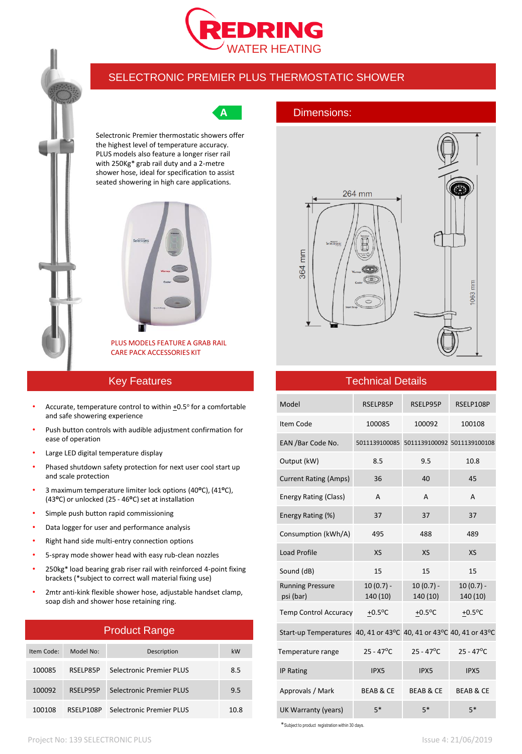# REDRING WATER HEATING

## SELECTRONIC PREMIER PLUS THERMOSTATIC SHOWER

A

Selectronic Premier thermostatic showers offer the highest level of temperature accuracy. PLUS models also feature a longer riser rail with 250Kg* grab rail duty and a 2-metre shower hose, ideal for specification to assist seated showering in high care applications.

PLUS MODELS FEATURE A GRAB RAIL CARE PACK ACCESSORIES KIT

## Dimensions:

264 mm

364 mm

1063 mm

## Key Features

- Accurate, temperature control to within ±0.5° for a comfortable and safe showering experience
- Push button controls with audible adjustment confirmation for ease of operation
- Large LED digital temperature display
- Phased shutdown safety protection for next user cool start up and scale protection
- 3 maximum temperature limiter lock options (40ºC), (41ºC), (43ºC) or unlocked (25 - 46ºC) set at installation
- Simple push button rapid commissioning
- Data logger for user and performance analysis
- Right hand side multi-entry connection options
- 5-spray mode shower head with easy rub-clean nozzles
- 250kg* load bearing grab riser rail with reinforced 4-point fixing brackets (*subject to correct wall material fixing use)
- 2mtr anti-kink flexible shower hose, adjustable handset clamp, soap dish and shower hose retaining ring.

## Product Range

| Item Code: | Model No: | Description | kW |
|---|---|---|---|
| 100085 | RSELP85P | Selectronic Premier PLUS | 8.5 |
| 100092 | RSELP95P | Selectronic Premier PLUS | 9.5 |
| 100108 | RSELP108P | Selectronic Premier PLUS | 10.8 |

## Technical Details

| Model | RSELP85P | RSELP95P | RSELP108P |
|---|---|---|---|
| Item Code | 100085 | 100092 | 100108 |
| EAN /Bar Code No. | 5011139100085 | 5011139100092 | 5011139100108 |
| Output (kW) | 8.5 | 9.5 | 10.8 |
| Current Rating (Amps) | 36 | 40 | 45 |
| Energy Rating (Class) | A | A | A |
| Energy Rating (%) | 37 | 37 | 37 |
| Consumption (kWh/A) | 495 | 488 | 489 |
| Load Profile | XS | XS | XS |
| Sound (dB) | 15 | 15 | 15 |
| Running Pressure psi (bar) | 10 (0.7) - 140 (10) | 10 (0.7) - 140 (10) | 10 (0.7) - 140 (10) |
| Temp Control Accuracy | ±0.5ºC | ±0.5ºC | ±0.5ºC |
| Start-up Temperatures | 40, 41 or 43ºC | 40, 41 or 43ºC | 40, 41 or 43ºC |
| Temperature range | 25 - 47ºC | 25 - 47ºC | 25 - 47ºC |
| IP Rating | IPX5 | IPX5 | IPX5 |
| Approvals / Mark | BEAB & CE | BEAB & CE | BEAB & CE |
| UK Warranty (years) | 5* | 5* | 5* |

*Subject to product registration within 30 days.

Project No: 139 SELECTRONIC PLUS

Issue 4: 21/06/2019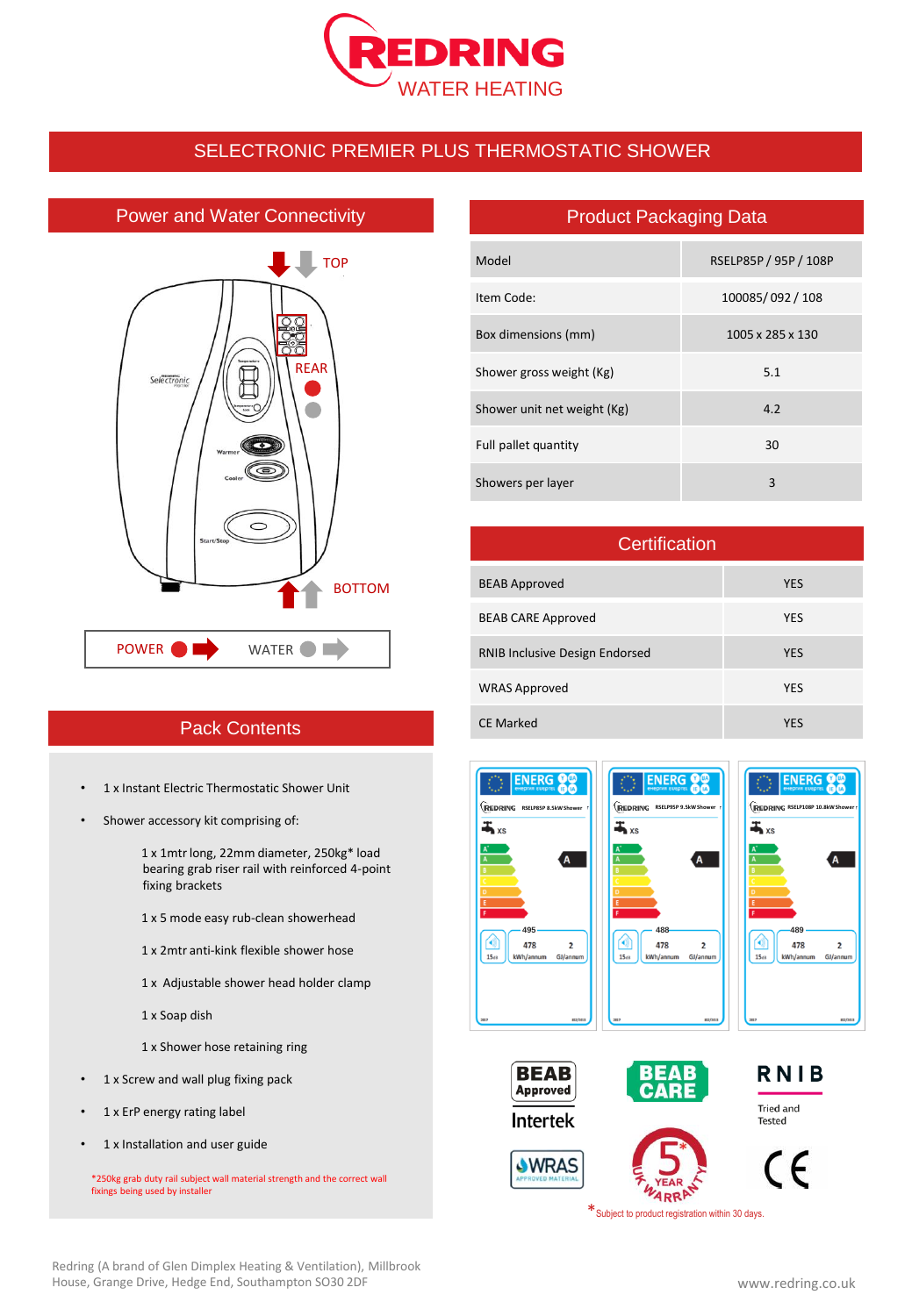# REDRING WATER HEATING

## SELECTRONIC PREMIER PLUS THERMOSTATIC SHOWER

## Power and Water Connectivity

TOP

REAR

BOTTOM

POWER

WATER

## Product Packaging Data

| | |
|---|---|
| Model | RSELP85P / 95P / 108P |
| Item Code: | 100085/ 092 / 108 |
| Box dimensions (mm) | 1005 x 285 x 130 |
| Shower gross weight (Kg) | 5.1 |
| Shower unit net weight (Kg) | 4.2 |
| Full pallet quantity | 30 |
| Showers per layer | 3 |

## Certification

| | |
|---|---|
| BEAB Approved | YES |
| BEAB CARE Approved | YES |
| RNIB Inclusive Design Endorsed | YES |
| WRAS Approved | YES |
| CE Marked | YES |

## Pack Contents

- 1 x Instant Electric Thermostatic Shower Unit
- Shower accessory kit comprising of:
  - 1 x 1mtr long, 22mm diameter, 250kg* load bearing grab riser rail with reinforced 4-point fixing brackets
  - 1 x 5 mode easy rub-clean showerhead
  - 1 x 2mtr anti-kink flexible shower hose
  - 1 x Adjustable shower head holder clamp
  - 1 x Soap dish
  - 1 x Shower hose retaining ring
- 1 x Screw and wall plug fixing pack
- 1 x ErP energy rating label
- 1 x Installation and user guide

*250kg grab duty rail subject wall material strength and the correct wall fixings being used by installer

*Subject to product registration within 30 days.

Redring (A brand of Glen Dimplex Heating & Ventilation), Millbrook House, Grange Drive, Hedge End, Southampton SO30 2DF

www.redring.co.uk